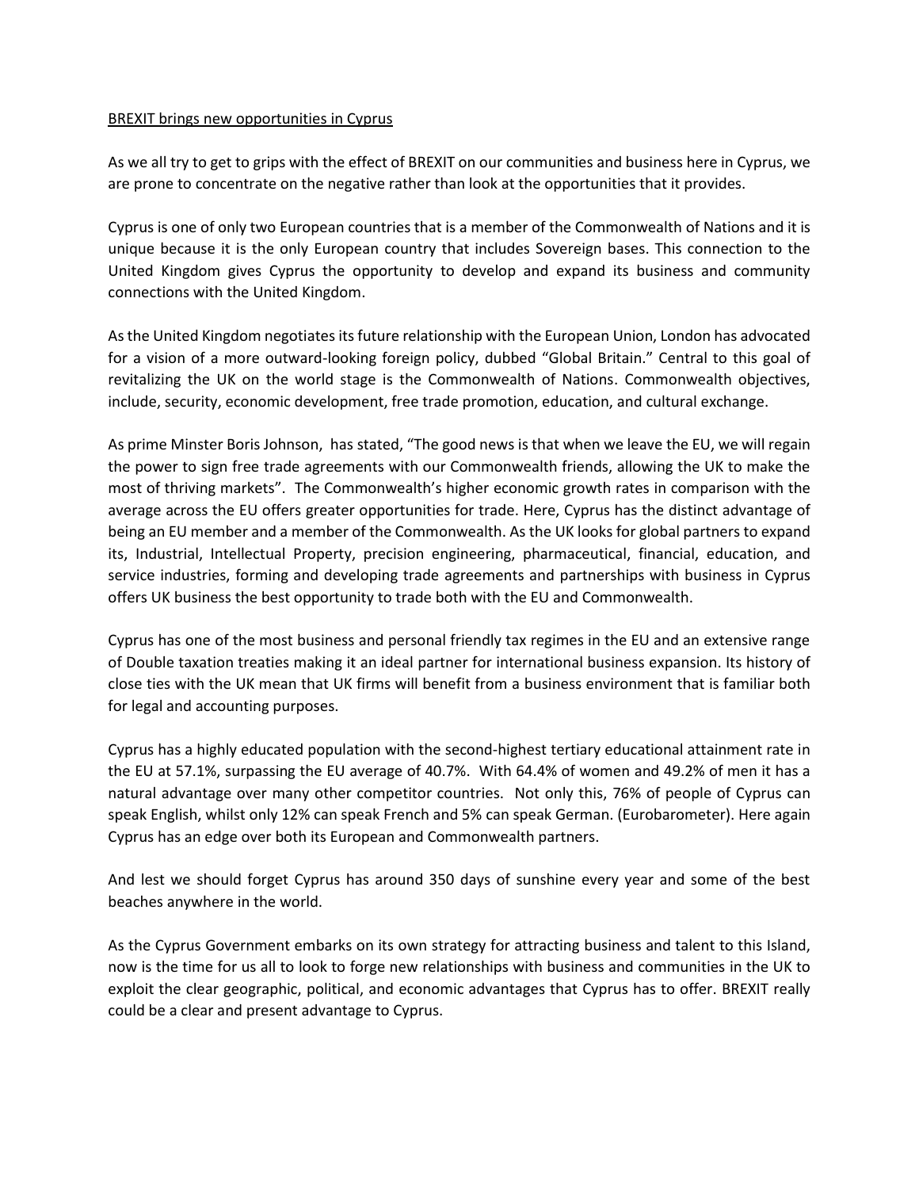# BREXIT brings new opportunities in Cyprus

As we all try to get to grips with the effect of BREXIT on our communities and business here in Cyprus, we are prone to concentrate on the negative rather than look at the opportunities that it provides.

Cyprus is one of only two European countries that is a member of the Commonwealth of Nations and it is unique because it is the only European country that includes Sovereign bases. This connection to the United Kingdom gives Cyprus the opportunity to develop and expand its business and community connections with the United Kingdom.

As the United Kingdom negotiates its future relationship with the European Union, London has advocated for a vision of a more outward-looking foreign policy, dubbed "Global Britain." Central to this goal of revitalizing the UK on the world stage is the Commonwealth of Nations. Commonwealth objectives, include, security, economic development, free trade promotion, education, and cultural exchange.

As prime Minster Boris Johnson, has stated, "The good news is that when we leave the EU, we will regain the power to sign free trade agreements with our Commonwealth friends, allowing the UK to make the most of thriving markets". The Commonwealth's higher economic growth rates in comparison with the average across the EU offers greater opportunities for trade. Here, Cyprus has the distinct advantage of being an EU member and a member of the Commonwealth. As the UK looks for global partners to expand its, Industrial, Intellectual Property, precision engineering, pharmaceutical, financial, education, and service industries, forming and developing trade agreements and partnerships with business in Cyprus offers UK business the best opportunity to trade both with the EU and Commonwealth.

Cyprus has one of the most business and personal friendly tax regimes in the EU and an extensive range of Double taxation treaties making it an ideal partner for international business expansion. Its history of close ties with the UK mean that UK firms will benefit from a business environment that is familiar both for legal and accounting purposes.

Cyprus has a highly educated population with the second-highest tertiary educational attainment rate in the EU at 57.1%, surpassing the EU average of 40.7%. With 64.4% of women and 49.2% of men it has a natural advantage over many other competitor countries. Not only this, 76% of people of Cyprus can speak English, whilst only 12% can speak French and 5% can speak German. (Eurobarometer). Here again Cyprus has an edge over both its European and Commonwealth partners.

And lest we should forget Cyprus has around 350 days of sunshine every year and some of the best beaches anywhere in the world.

As the Cyprus Government embarks on its own strategy for attracting business and talent to this Island, now is the time for us all to look to forge new relationships with business and communities in the UK to exploit the clear geographic, political, and economic advantages that Cyprus has to offer. BREXIT really could be a clear and present advantage to Cyprus.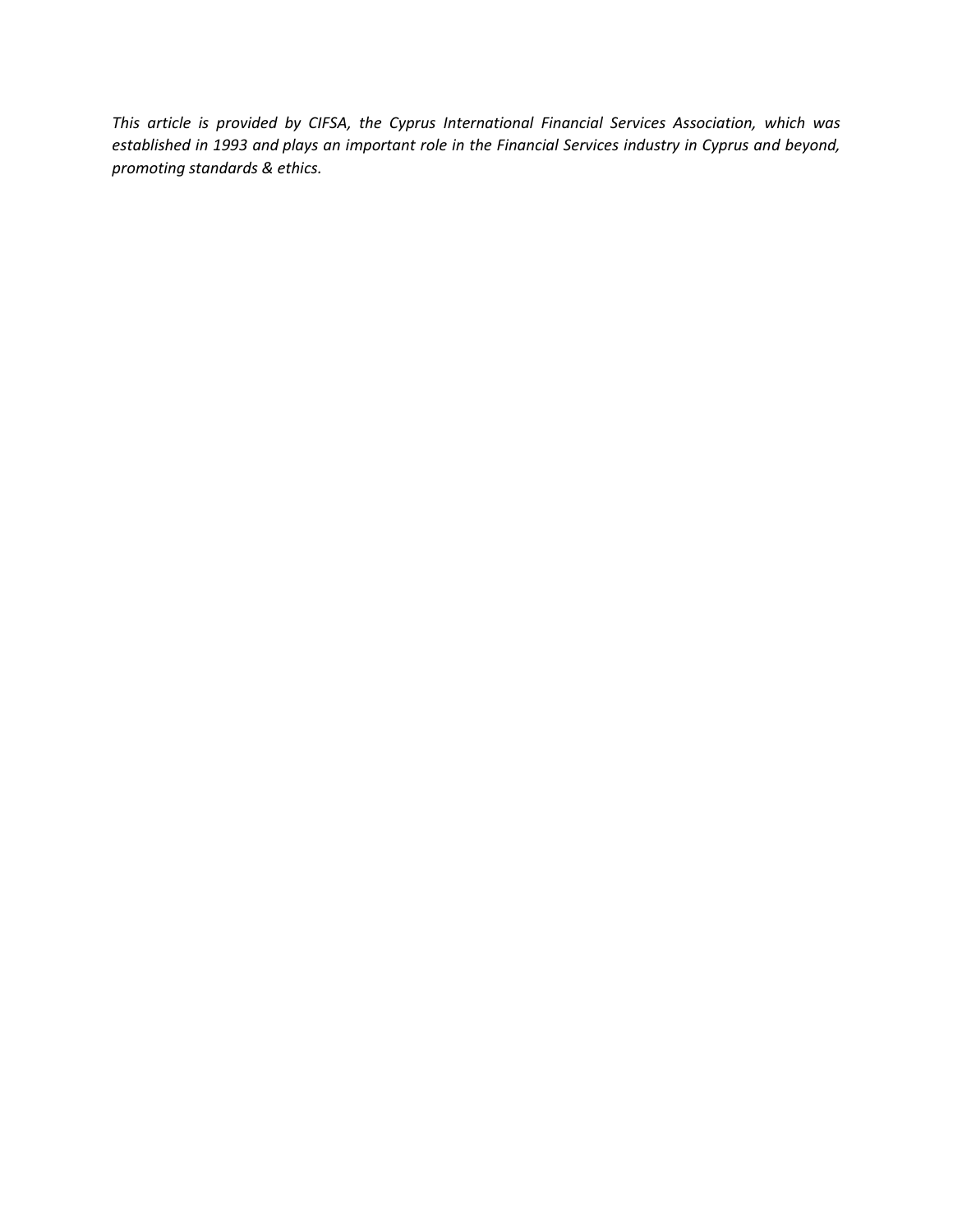*This article is provided by CIFSA, the Cyprus International Financial Services Association, which was established in 1993 and plays an important role in the Financial Services industry in Cyprus and beyond, promoting standards & ethics.*